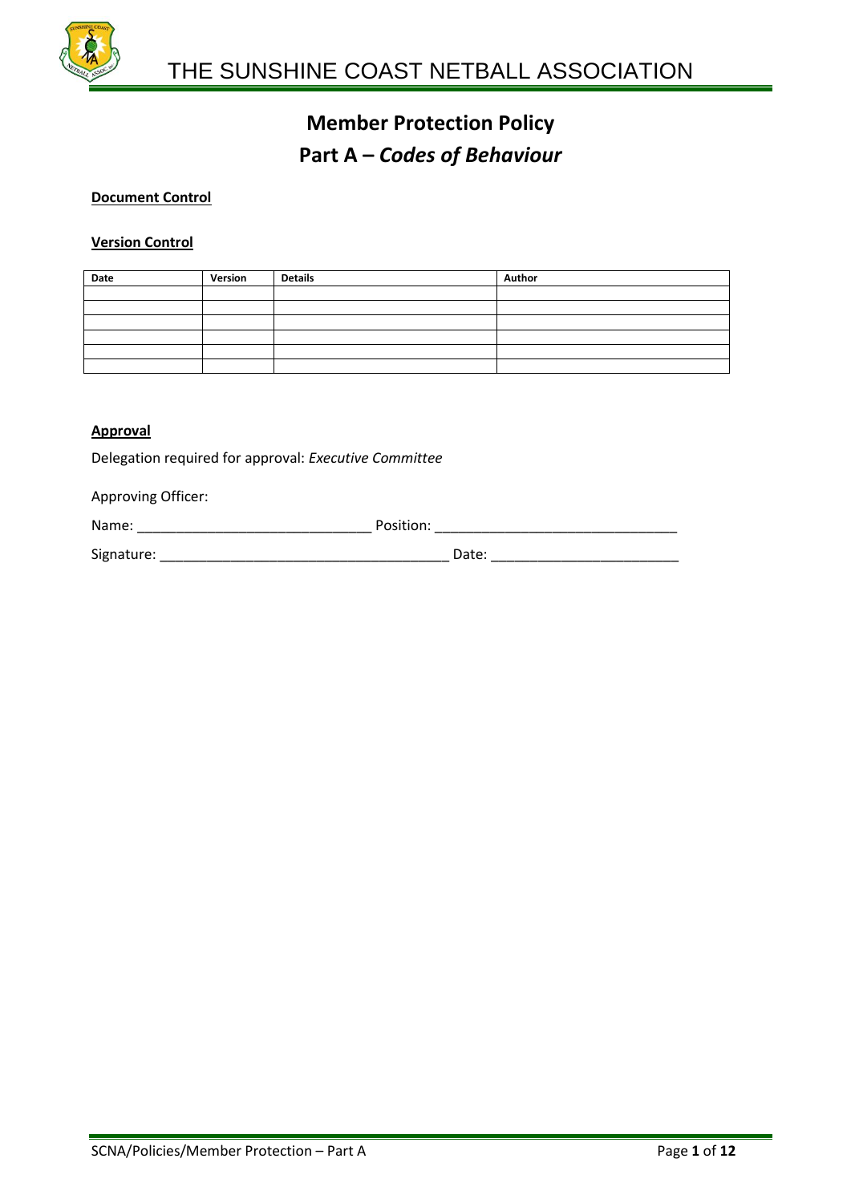# Member Protection Policy

## Part A – *Codes of Behaviour*

**Document Control**

**Version Control**

| Date | Version | Details | Author |
|---|---|---|---|
| | | | |
| | | | |
| | | | |
| | | | |
| | | | |
| | | | |

**Approval**

Delegation required for approval: *Executive Committee*

Approving Officer:

Name: ______________________________ Position: _______________________________

Signature: _____________________________________ Date: ________________________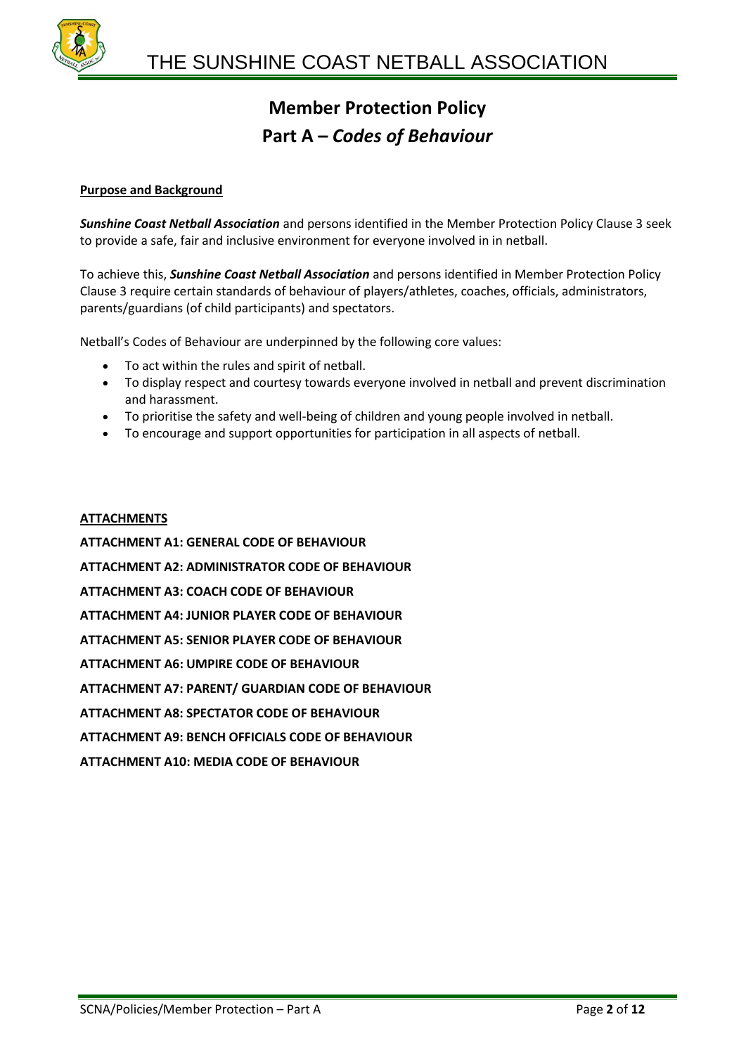# Member Protection Policy

## Part A – *Codes of Behaviour*

**Purpose and Background**

***Sunshine Coast Netball Association*** and persons identified in the Member Protection Policy Clause 3 seek to provide a safe, fair and inclusive environment for everyone involved in in netball.

To achieve this, ***Sunshine Coast Netball Association*** and persons identified in Member Protection Policy Clause 3 require certain standards of behaviour of players/athletes, coaches, officials, administrators, parents/guardians (of child participants) and spectators.

Netball's Codes of Behaviour are underpinned by the following core values:

- To act within the rules and spirit of netball.
- To display respect and courtesy towards everyone involved in netball and prevent discrimination and harassment.
- To prioritise the safety and well-being of children and young people involved in netball.
- To encourage and support opportunities for participation in all aspects of netball.

**ATTACHMENTS**

**ATTACHMENT A1: GENERAL CODE OF BEHAVIOUR**

**ATTACHMENT A2: ADMINISTRATOR CODE OF BEHAVIOUR**

**ATTACHMENT A3: COACH CODE OF BEHAVIOUR**

**ATTACHMENT A4: JUNIOR PLAYER CODE OF BEHAVIOUR**

**ATTACHMENT A5: SENIOR PLAYER CODE OF BEHAVIOUR**

**ATTACHMENT A6: UMPIRE CODE OF BEHAVIOUR**

**ATTACHMENT A7: PARENT/ GUARDIAN CODE OF BEHAVIOUR**

**ATTACHMENT A8: SPECTATOR CODE OF BEHAVIOUR**

**ATTACHMENT A9: BENCH OFFICIALS CODE OF BEHAVIOUR**

**ATTACHMENT A10: MEDIA CODE OF BEHAVIOUR**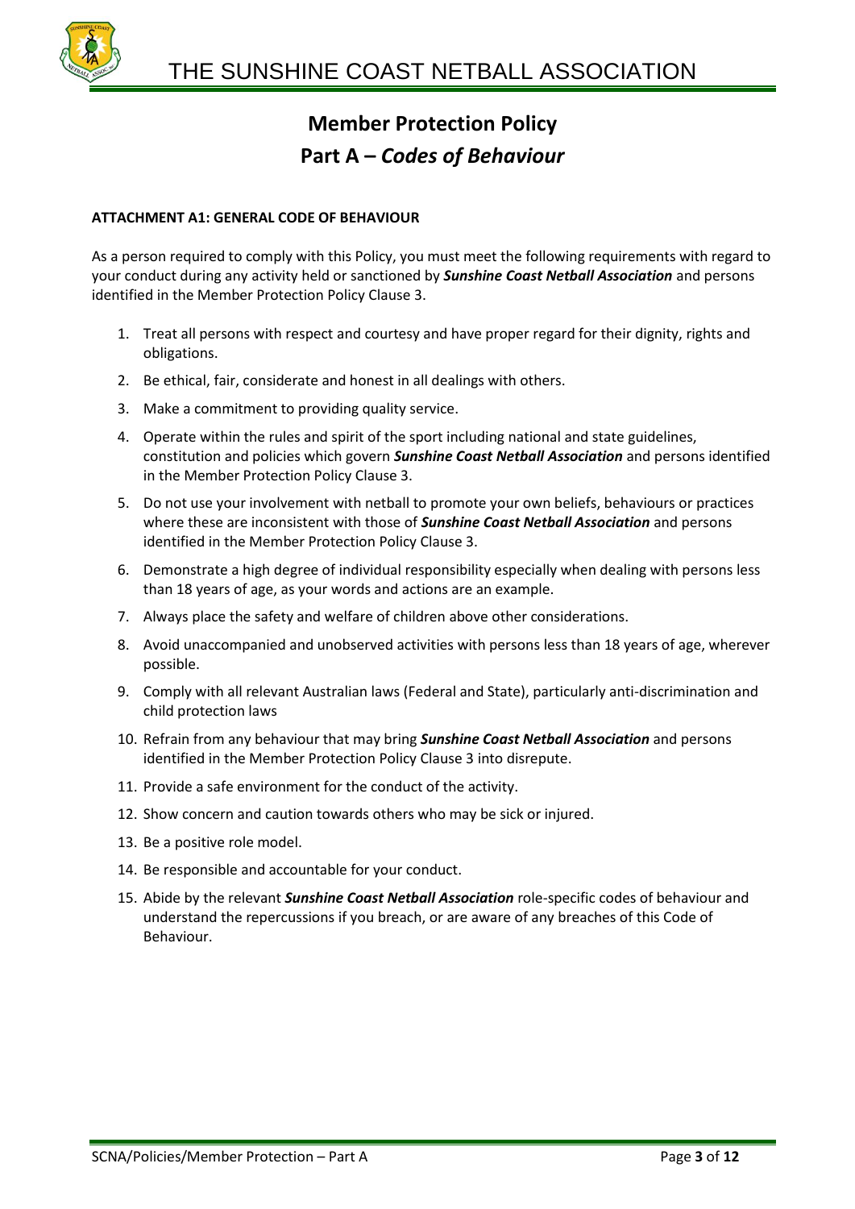# Member Protection Policy

# Part A – *Codes of Behaviour*

**ATTACHMENT A1: GENERAL CODE OF BEHAVIOUR**

As a person required to comply with this Policy, you must meet the following requirements with regard to your conduct during any activity held or sanctioned by ***Sunshine Coast Netball Association*** and persons identified in the Member Protection Policy Clause 3.

1. Treat all persons with respect and courtesy and have proper regard for their dignity, rights and obligations.
2. Be ethical, fair, considerate and honest in all dealings with others.
3. Make a commitment to providing quality service.
4. Operate within the rules and spirit of the sport including national and state guidelines, constitution and policies which govern ***Sunshine Coast Netball Association*** and persons identified in the Member Protection Policy Clause 3.
5. Do not use your involvement with netball to promote your own beliefs, behaviours or practices where these are inconsistent with those of ***Sunshine Coast Netball Association*** and persons identified in the Member Protection Policy Clause 3.
6. Demonstrate a high degree of individual responsibility especially when dealing with persons less than 18 years of age, as your words and actions are an example.
7. Always place the safety and welfare of children above other considerations.
8. Avoid unaccompanied and unobserved activities with persons less than 18 years of age, wherever possible.
9. Comply with all relevant Australian laws (Federal and State), particularly anti-discrimination and child protection laws
10. Refrain from any behaviour that may bring ***Sunshine Coast Netball Association*** and persons identified in the Member Protection Policy Clause 3 into disrepute.
11. Provide a safe environment for the conduct of the activity.
12. Show concern and caution towards others who may be sick or injured.
13. Be a positive role model.
14. Be responsible and accountable for your conduct.
15. Abide by the relevant ***Sunshine Coast Netball Association*** role-specific codes of behaviour and understand the repercussions if you breach, or are aware of any breaches of this Code of Behaviour.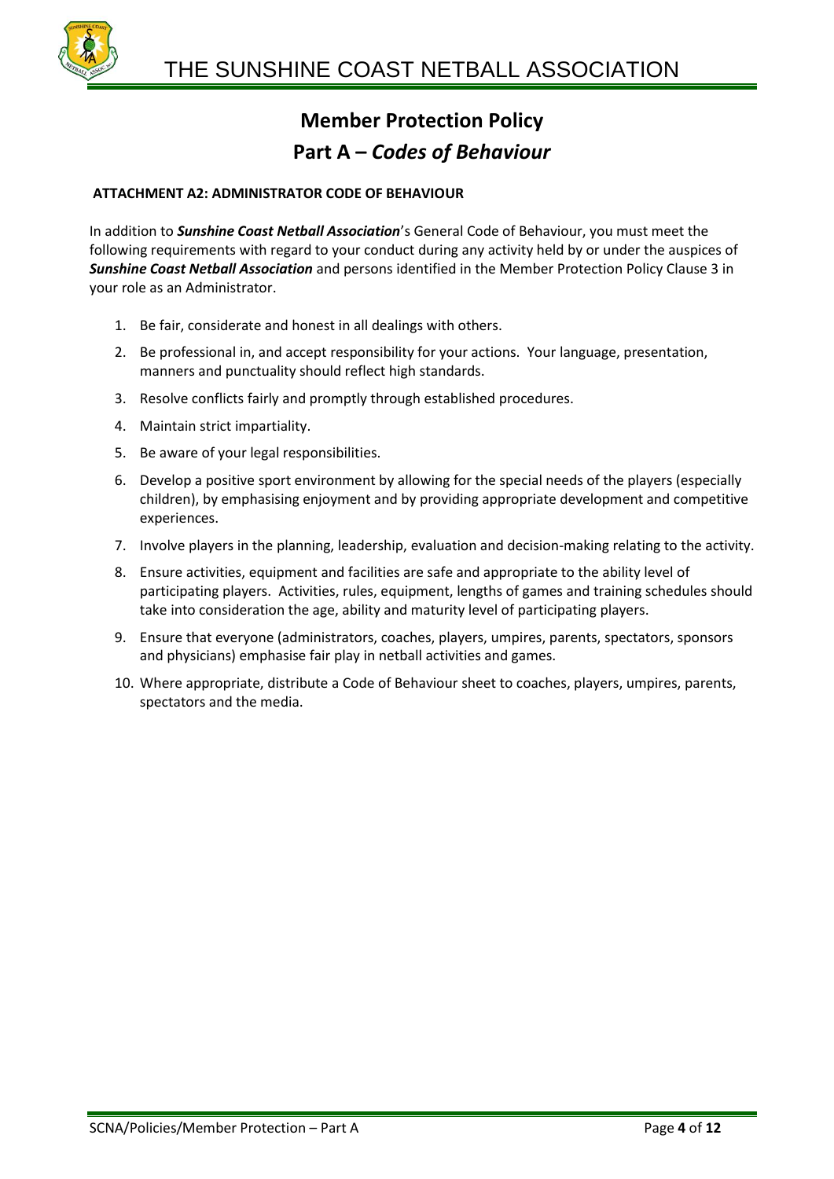# Member Protection Policy

## Part A – *Codes of Behaviour*

**ATTACHMENT A2: ADMINISTRATOR CODE OF BEHAVIOUR**

In addition to ***Sunshine Coast Netball Association***'s General Code of Behaviour, you must meet the following requirements with regard to your conduct during any activity held by or under the auspices of ***Sunshine Coast Netball Association*** and persons identified in the Member Protection Policy Clause 3 in your role as an Administrator.

1. Be fair, considerate and honest in all dealings with others.
2. Be professional in, and accept responsibility for your actions. Your language, presentation, manners and punctuality should reflect high standards.
3. Resolve conflicts fairly and promptly through established procedures.
4. Maintain strict impartiality.
5. Be aware of your legal responsibilities.
6. Develop a positive sport environment by allowing for the special needs of the players (especially children), by emphasising enjoyment and by providing appropriate development and competitive experiences.
7. Involve players in the planning, leadership, evaluation and decision-making relating to the activity.
8. Ensure activities, equipment and facilities are safe and appropriate to the ability level of participating players. Activities, rules, equipment, lengths of games and training schedules should take into consideration the age, ability and maturity level of participating players.
9. Ensure that everyone (administrators, coaches, players, umpires, parents, spectators, sponsors and physicians) emphasise fair play in netball activities and games.
10. Where appropriate, distribute a Code of Behaviour sheet to coaches, players, umpires, parents, spectators and the media.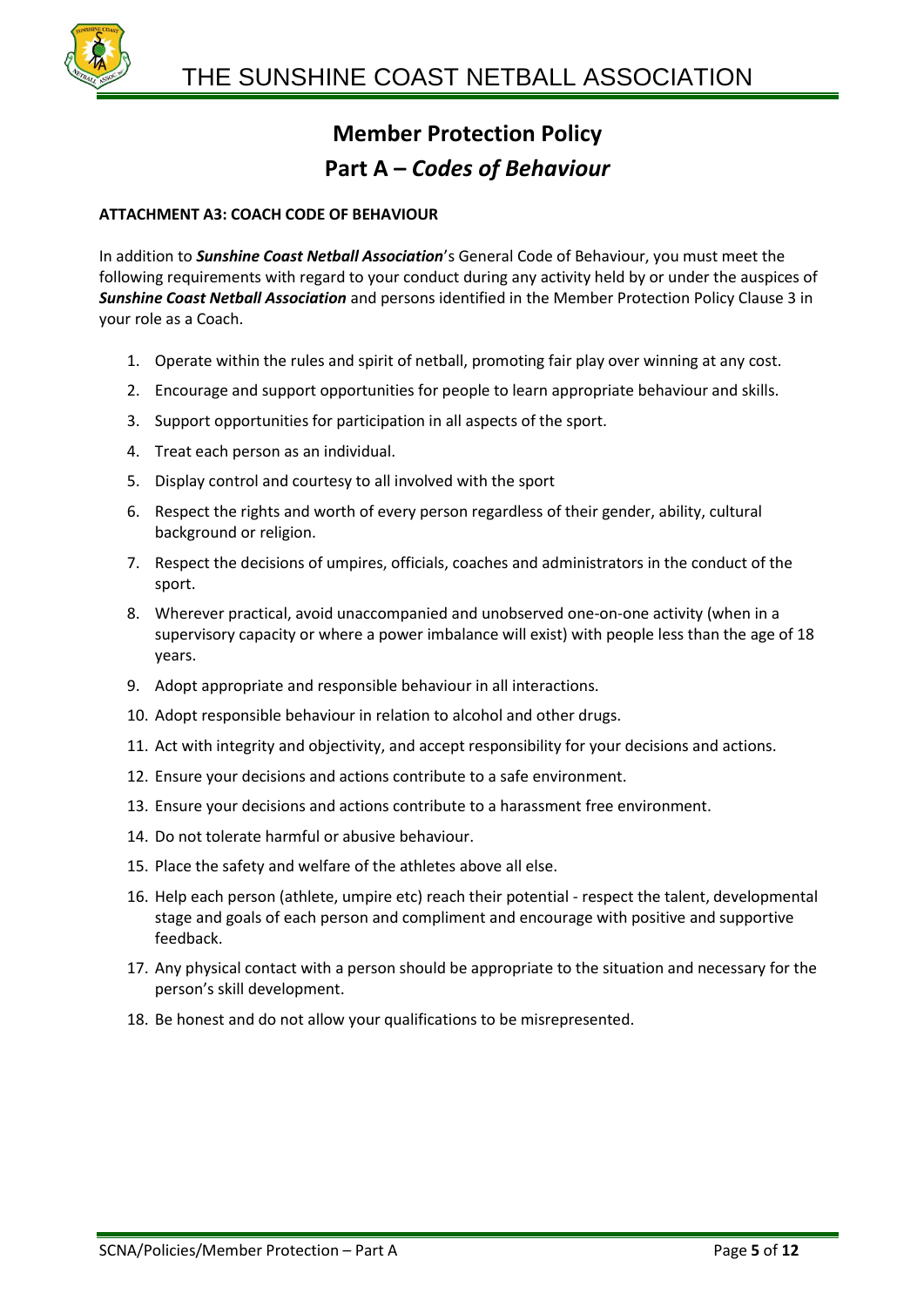# Member Protection Policy

## Part A – *Codes of Behaviour*

**ATTACHMENT A3: COACH CODE OF BEHAVIOUR**

In addition to ***Sunshine Coast Netball Association***'s General Code of Behaviour, you must meet the following requirements with regard to your conduct during any activity held by or under the auspices of ***Sunshine Coast Netball Association*** and persons identified in the Member Protection Policy Clause 3 in your role as a Coach.

1. Operate within the rules and spirit of netball, promoting fair play over winning at any cost.
2. Encourage and support opportunities for people to learn appropriate behaviour and skills.
3. Support opportunities for participation in all aspects of the sport.
4. Treat each person as an individual.
5. Display control and courtesy to all involved with the sport
6. Respect the rights and worth of every person regardless of their gender, ability, cultural background or religion.
7. Respect the decisions of umpires, officials, coaches and administrators in the conduct of the sport.
8. Wherever practical, avoid unaccompanied and unobserved one-on-one activity (when in a supervisory capacity or where a power imbalance will exist) with people less than the age of 18 years.
9. Adopt appropriate and responsible behaviour in all interactions.
10. Adopt responsible behaviour in relation to alcohol and other drugs.
11. Act with integrity and objectivity, and accept responsibility for your decisions and actions.
12. Ensure your decisions and actions contribute to a safe environment.
13. Ensure your decisions and actions contribute to a harassment free environment.
14. Do not tolerate harmful or abusive behaviour.
15. Place the safety and welfare of the athletes above all else.
16. Help each person (athlete, umpire etc) reach their potential - respect the talent, developmental stage and goals of each person and compliment and encourage with positive and supportive feedback.
17. Any physical contact with a person should be appropriate to the situation and necessary for the person's skill development.
18. Be honest and do not allow your qualifications to be misrepresented.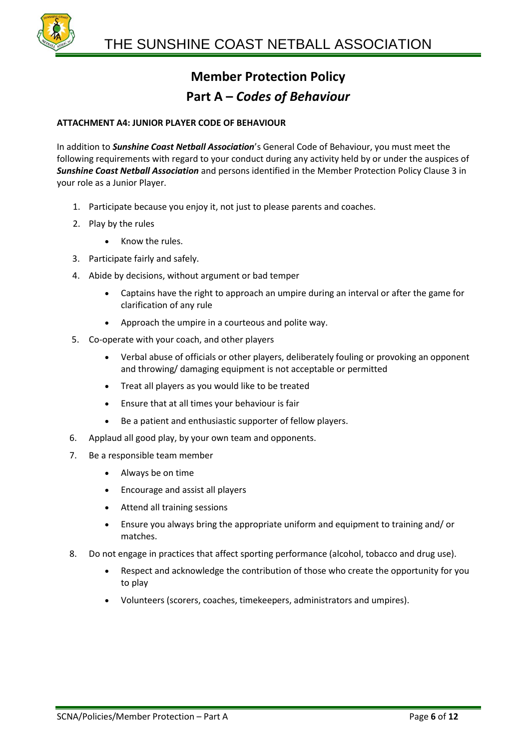# Member Protection Policy

## Part A – *Codes of Behaviour*

**ATTACHMENT A4: JUNIOR PLAYER CODE OF BEHAVIOUR**

In addition to ***Sunshine Coast Netball Association***'s General Code of Behaviour, you must meet the following requirements with regard to your conduct during any activity held by or under the auspices of ***Sunshine Coast Netball Association*** and persons identified in the Member Protection Policy Clause 3 in your role as a Junior Player.

1. Participate because you enjoy it, not just to please parents and coaches.
2. Play by the rules
   - Know the rules.
3. Participate fairly and safely.
4. Abide by decisions, without argument or bad temper
   - Captains have the right to approach an umpire during an interval or after the game for clarification of any rule
   - Approach the umpire in a courteous and polite way.
5. Co-operate with your coach, and other players
   - Verbal abuse of officials or other players, deliberately fouling or provoking an opponent and throwing/ damaging equipment is not acceptable or permitted
   - Treat all players as you would like to be treated
   - Ensure that at all times your behaviour is fair
   - Be a patient and enthusiastic supporter of fellow players.
6. Applaud all good play, by your own team and opponents.
7. Be a responsible team member
   - Always be on time
   - Encourage and assist all players
   - Attend all training sessions
   - Ensure you always bring the appropriate uniform and equipment to training and/ or matches.
8. Do not engage in practices that affect sporting performance (alcohol, tobacco and drug use).
   - Respect and acknowledge the contribution of those who create the opportunity for you to play
   - Volunteers (scorers, coaches, timekeepers, administrators and umpires).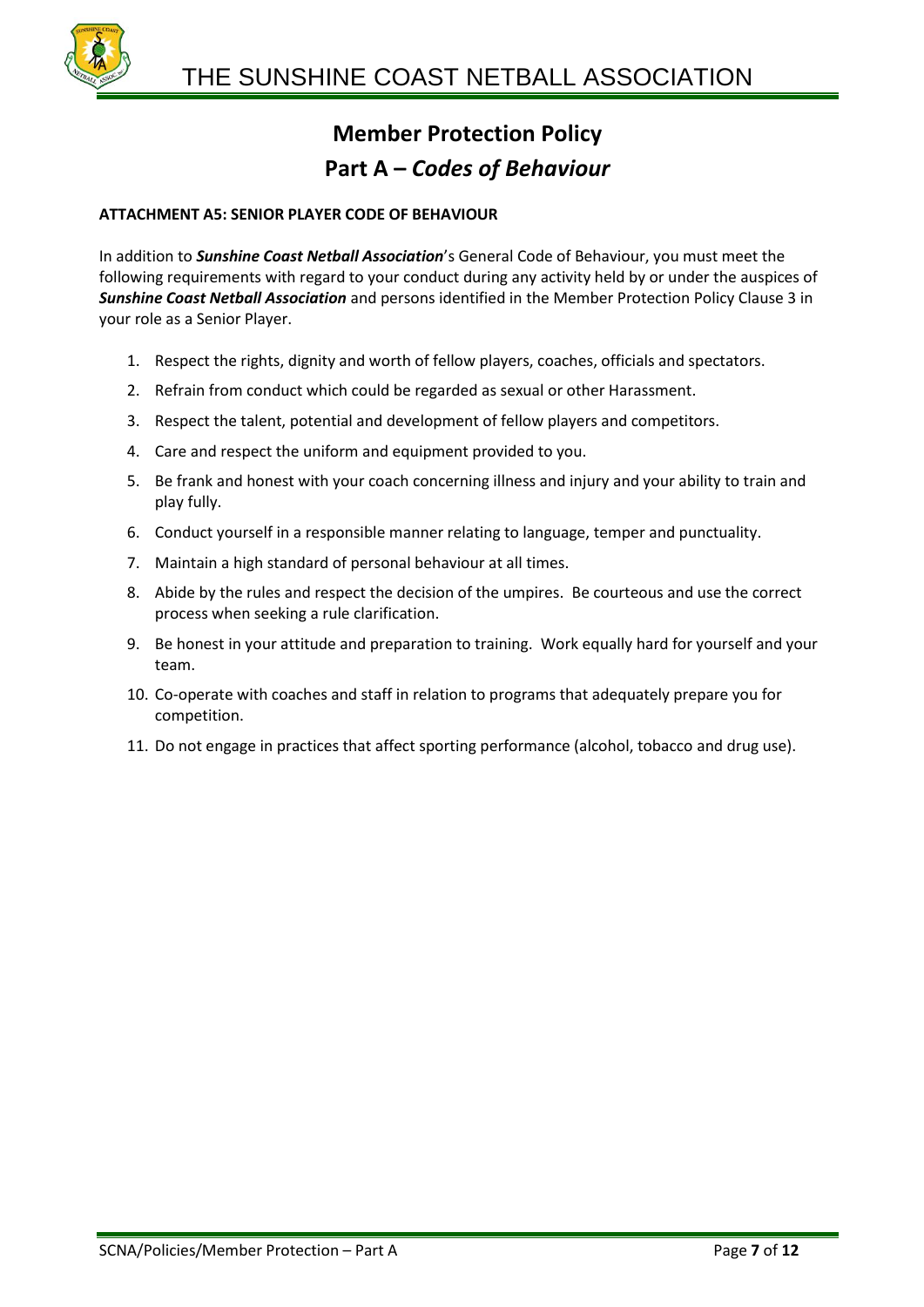# Member Protection Policy

## Part A – *Codes of Behaviour*

**ATTACHMENT A5: SENIOR PLAYER CODE OF BEHAVIOUR**

In addition to ***Sunshine Coast Netball Association***'s General Code of Behaviour, you must meet the following requirements with regard to your conduct during any activity held by or under the auspices of ***Sunshine Coast Netball Association*** and persons identified in the Member Protection Policy Clause 3 in your role as a Senior Player.

1. Respect the rights, dignity and worth of fellow players, coaches, officials and spectators.
2. Refrain from conduct which could be regarded as sexual or other Harassment.
3. Respect the talent, potential and development of fellow players and competitors.
4. Care and respect the uniform and equipment provided to you.
5. Be frank and honest with your coach concerning illness and injury and your ability to train and play fully.
6. Conduct yourself in a responsible manner relating to language, temper and punctuality.
7. Maintain a high standard of personal behaviour at all times.
8. Abide by the rules and respect the decision of the umpires. Be courteous and use the correct process when seeking a rule clarification.
9. Be honest in your attitude and preparation to training. Work equally hard for yourself and your team.
10. Co-operate with coaches and staff in relation to programs that adequately prepare you for competition.
11. Do not engage in practices that affect sporting performance (alcohol, tobacco and drug use).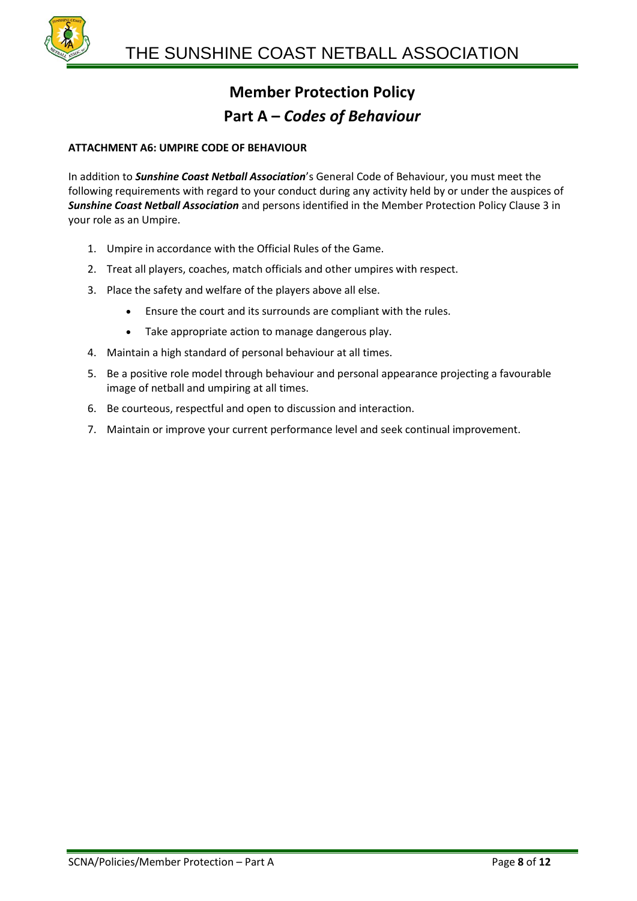# Member Protection Policy

## Part A – *Codes of Behaviour*

**ATTACHMENT A6: UMPIRE CODE OF BEHAVIOUR**

In addition to ***Sunshine Coast Netball Association***'s General Code of Behaviour, you must meet the following requirements with regard to your conduct during any activity held by or under the auspices of ***Sunshine Coast Netball Association*** and persons identified in the Member Protection Policy Clause 3 in your role as an Umpire.

1. Umpire in accordance with the Official Rules of the Game.
2. Treat all players, coaches, match officials and other umpires with respect.
3. Place the safety and welfare of the players above all else.
    - Ensure the court and its surrounds are compliant with the rules.
    - Take appropriate action to manage dangerous play.
4. Maintain a high standard of personal behaviour at all times.
5. Be a positive role model through behaviour and personal appearance projecting a favourable image of netball and umpiring at all times.
6. Be courteous, respectful and open to discussion and interaction.
7. Maintain or improve your current performance level and seek continual improvement.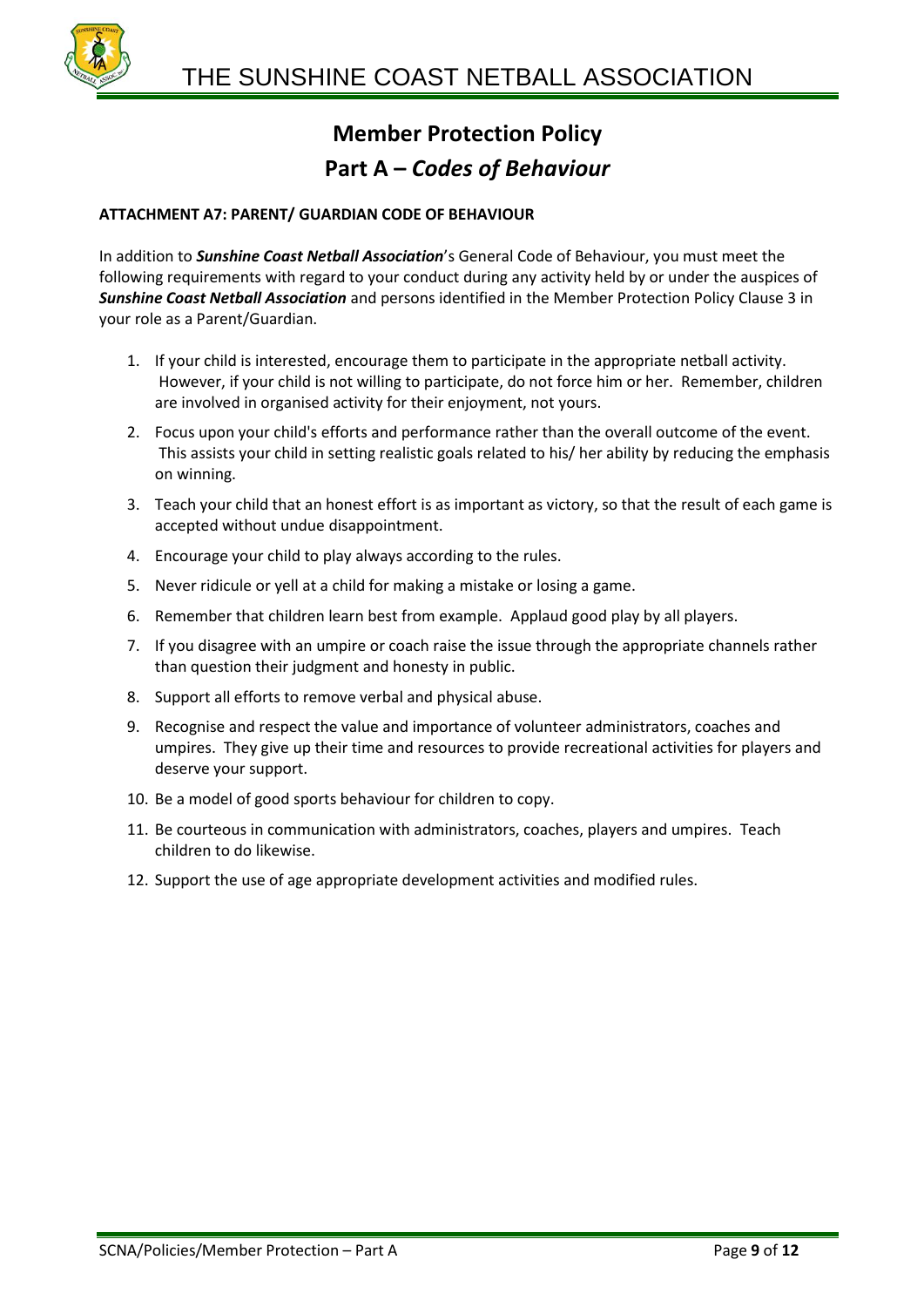# Member Protection Policy

## Part A – *Codes of Behaviour*

**ATTACHMENT A7: PARENT/ GUARDIAN CODE OF BEHAVIOUR**

In addition to ***Sunshine Coast Netball Association***'s General Code of Behaviour, you must meet the following requirements with regard to your conduct during any activity held by or under the auspices of ***Sunshine Coast Netball Association*** and persons identified in the Member Protection Policy Clause 3 in your role as a Parent/Guardian.

1. If your child is interested, encourage them to participate in the appropriate netball activity. However, if your child is not willing to participate, do not force him or her. Remember, children are involved in organised activity for their enjoyment, not yours.
2. Focus upon your child's efforts and performance rather than the overall outcome of the event. This assists your child in setting realistic goals related to his/ her ability by reducing the emphasis on winning.
3. Teach your child that an honest effort is as important as victory, so that the result of each game is accepted without undue disappointment.
4. Encourage your child to play always according to the rules.
5. Never ridicule or yell at a child for making a mistake or losing a game.
6. Remember that children learn best from example. Applaud good play by all players.
7. If you disagree with an umpire or coach raise the issue through the appropriate channels rather than question their judgment and honesty in public.
8. Support all efforts to remove verbal and physical abuse.
9. Recognise and respect the value and importance of volunteer administrators, coaches and umpires. They give up their time and resources to provide recreational activities for players and deserve your support.
10. Be a model of good sports behaviour for children to copy.
11. Be courteous in communication with administrators, coaches, players and umpires. Teach children to do likewise.
12. Support the use of age appropriate development activities and modified rules.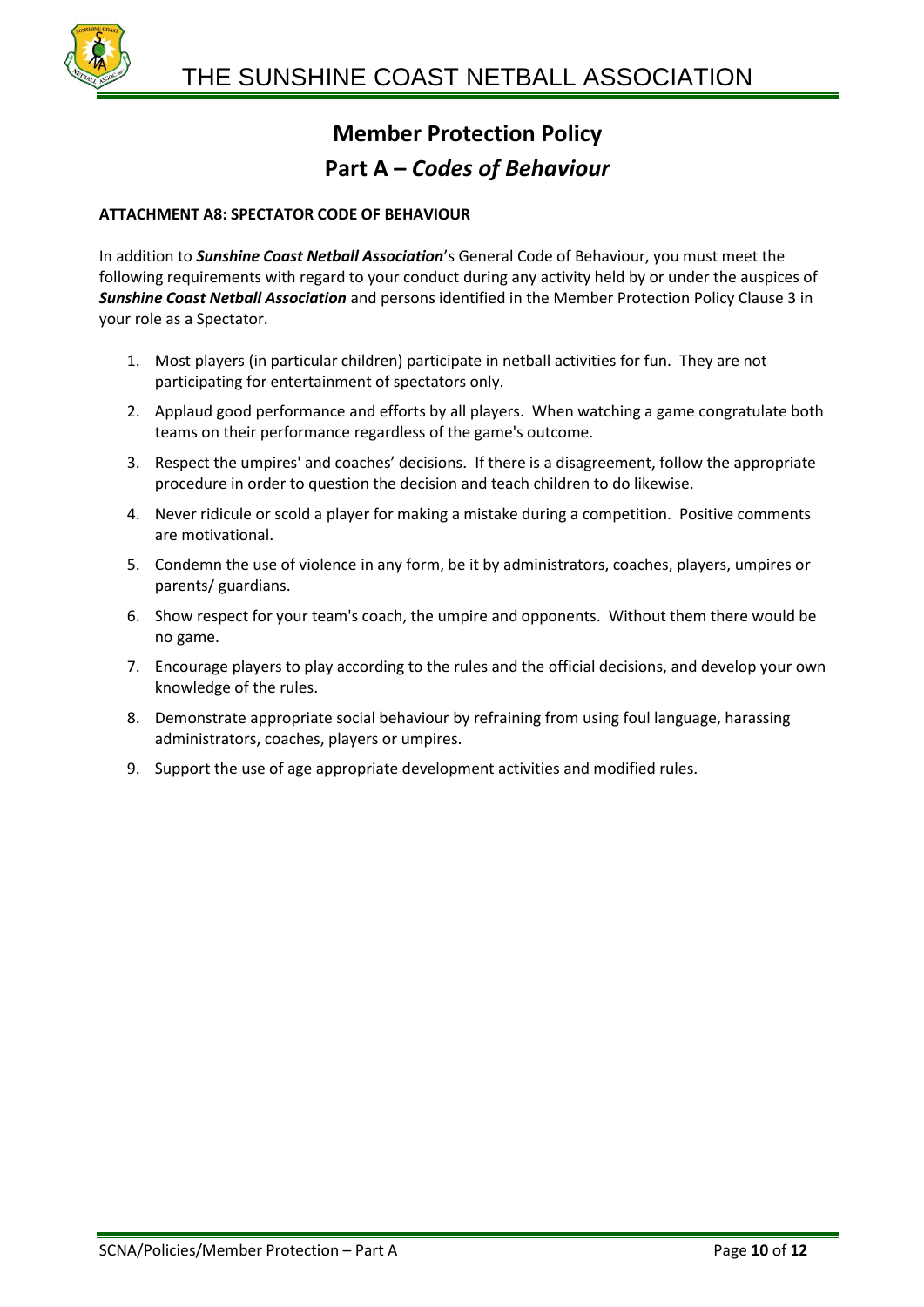# Member Protection Policy

## Part A – *Codes of Behaviour*

**ATTACHMENT A8: SPECTATOR CODE OF BEHAVIOUR**

In addition to ***Sunshine Coast Netball Association***'s General Code of Behaviour, you must meet the following requirements with regard to your conduct during any activity held by or under the auspices of ***Sunshine Coast Netball Association*** and persons identified in the Member Protection Policy Clause 3 in your role as a Spectator.

1. Most players (in particular children) participate in netball activities for fun. They are not participating for entertainment of spectators only.
2. Applaud good performance and efforts by all players. When watching a game congratulate both teams on their performance regardless of the game's outcome.
3. Respect the umpires' and coaches' decisions. If there is a disagreement, follow the appropriate procedure in order to question the decision and teach children to do likewise.
4. Never ridicule or scold a player for making a mistake during a competition. Positive comments are motivational.
5. Condemn the use of violence in any form, be it by administrators, coaches, players, umpires or parents/ guardians.
6. Show respect for your team's coach, the umpire and opponents. Without them there would be no game.
7. Encourage players to play according to the rules and the official decisions, and develop your own knowledge of the rules.
8. Demonstrate appropriate social behaviour by refraining from using foul language, harassing administrators, coaches, players or umpires.
9. Support the use of age appropriate development activities and modified rules.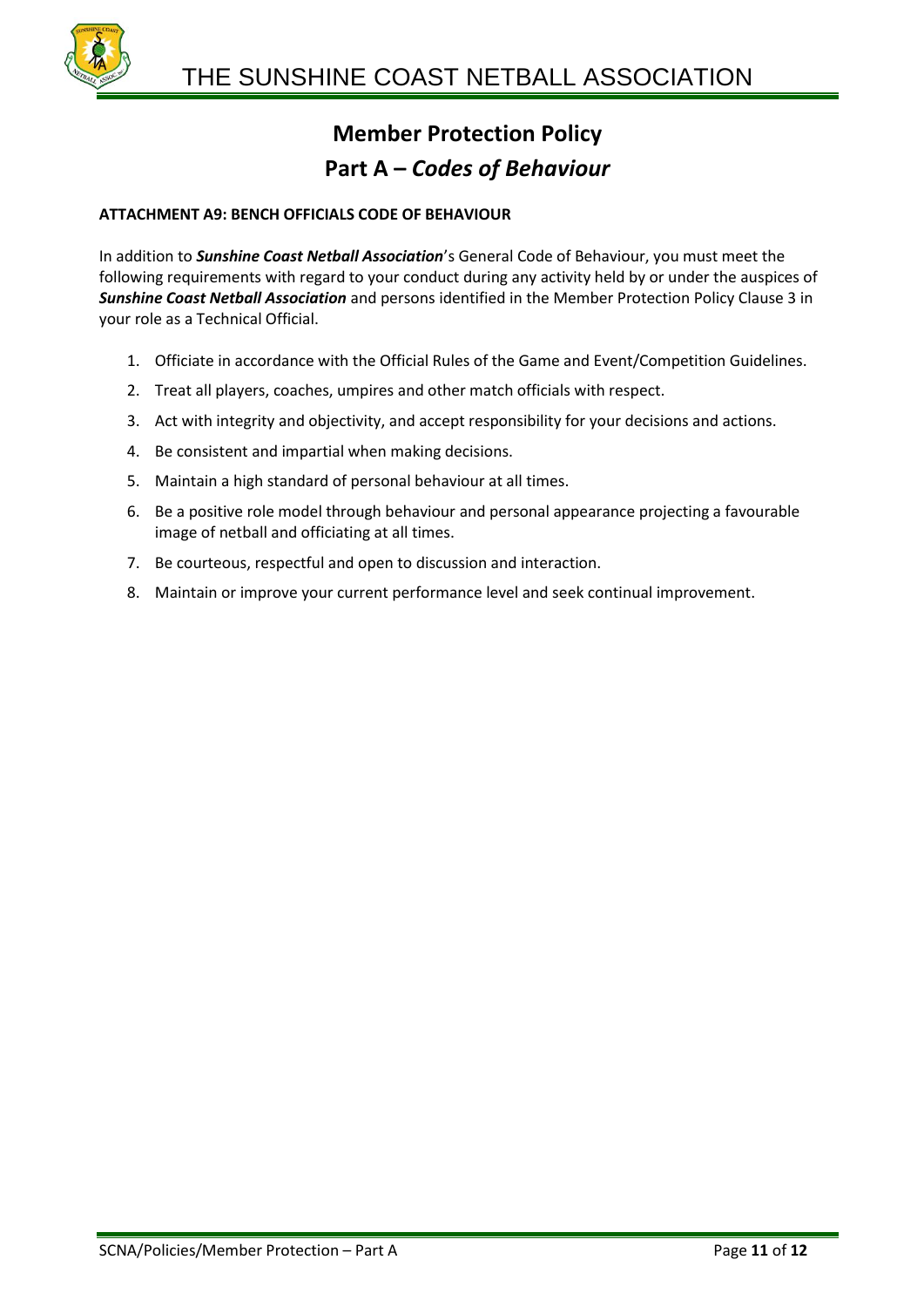# Member Protection Policy

## Part A – *Codes of Behaviour*

**ATTACHMENT A9: BENCH OFFICIALS CODE OF BEHAVIOUR**

In addition to ***Sunshine Coast Netball Association***'s General Code of Behaviour, you must meet the following requirements with regard to your conduct during any activity held by or under the auspices of ***Sunshine Coast Netball Association*** and persons identified in the Member Protection Policy Clause 3 in your role as a Technical Official.

1. Officiate in accordance with the Official Rules of the Game and Event/Competition Guidelines.
2. Treat all players, coaches, umpires and other match officials with respect.
3. Act with integrity and objectivity, and accept responsibility for your decisions and actions.
4. Be consistent and impartial when making decisions.
5. Maintain a high standard of personal behaviour at all times.
6. Be a positive role model through behaviour and personal appearance projecting a favourable image of netball and officiating at all times.
7. Be courteous, respectful and open to discussion and interaction.
8. Maintain or improve your current performance level and seek continual improvement.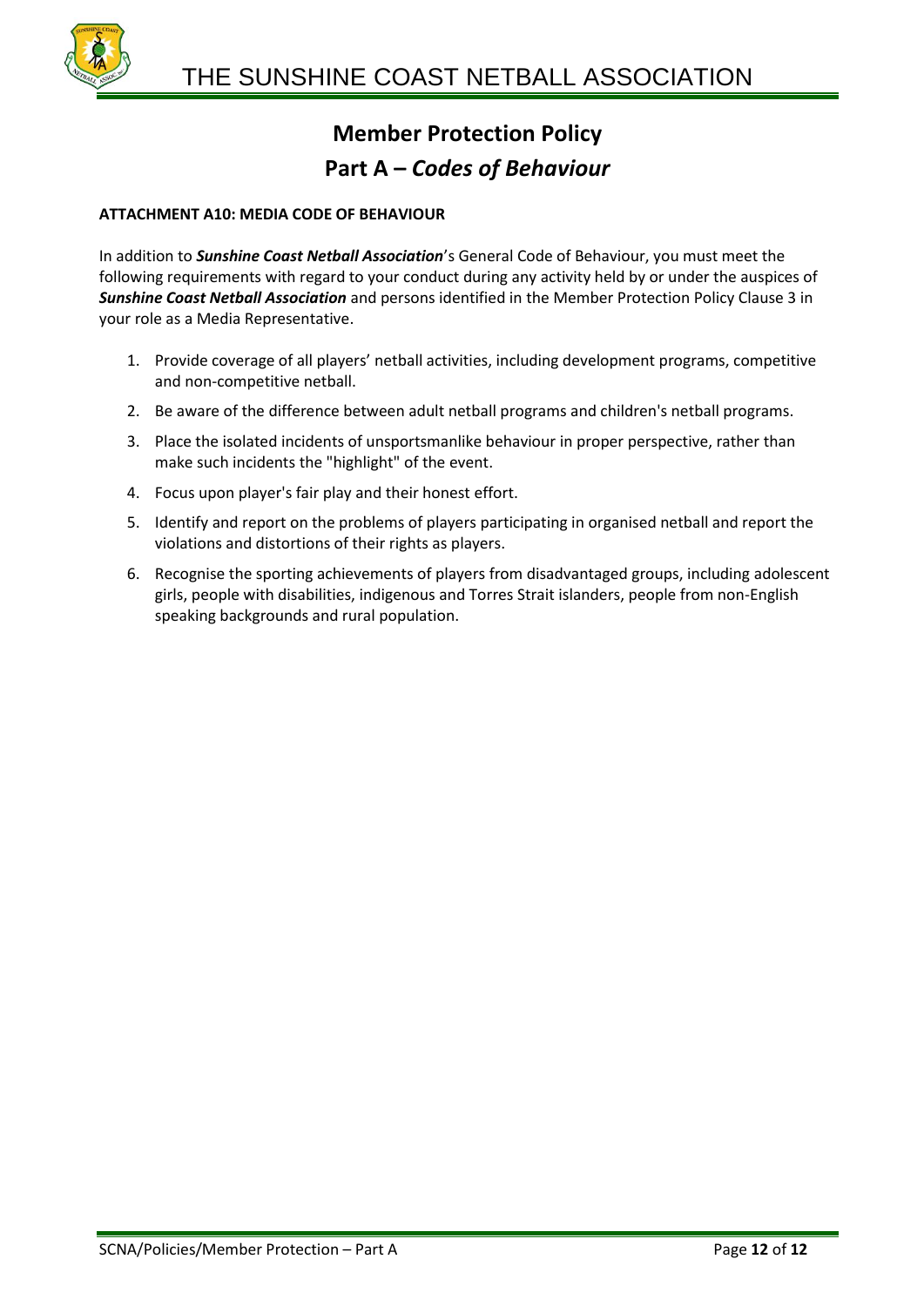# Member Protection Policy

## Part A – *Codes of Behaviour*

**ATTACHMENT A10: MEDIA CODE OF BEHAVIOUR**

In addition to ***Sunshine Coast Netball Association***'s General Code of Behaviour, you must meet the following requirements with regard to your conduct during any activity held by or under the auspices of ***Sunshine Coast Netball Association*** and persons identified in the Member Protection Policy Clause 3 in your role as a Media Representative.

1. Provide coverage of all players' netball activities, including development programs, competitive and non-competitive netball.
2. Be aware of the difference between adult netball programs and children's netball programs.
3. Place the isolated incidents of unsportsmanlike behaviour in proper perspective, rather than make such incidents the "highlight" of the event.
4. Focus upon player's fair play and their honest effort.
5. Identify and report on the problems of players participating in organised netball and report the violations and distortions of their rights as players.
6. Recognise the sporting achievements of players from disadvantaged groups, including adolescent girls, people with disabilities, indigenous and Torres Strait islanders, people from non-English speaking backgrounds and rural population.